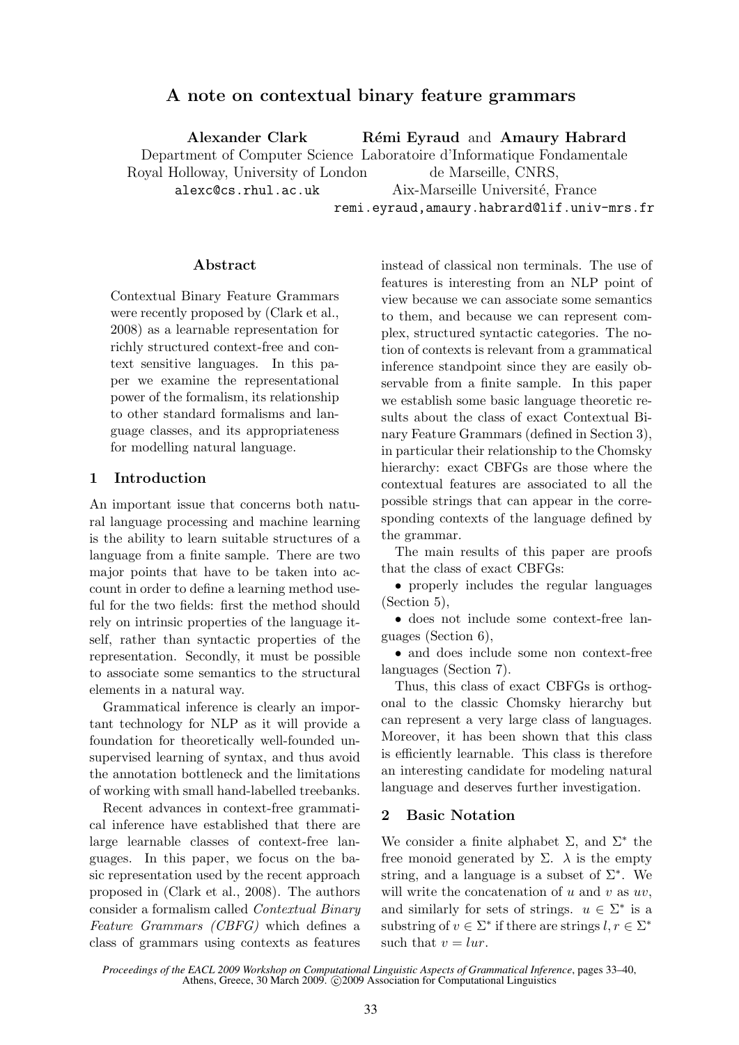# A note on contextual binary feature grammars

**Alexander Clark**
Department of Computer Science
Royal Holloway, University of London
alexc@cs.rhul.ac.uk

**Rémi Eyraud** and **Amaury Habrard**
Laboratoire d'Informatique Fondamentale de Marseille, CNRS,
Aix-Marseille Université, France
remi.eyraud,amaury.habrard@lif.univ-mrs.fr

## Abstract

Contextual Binary Feature Grammars were recently proposed by (Clark et al., 2008) as a learnable representation for richly structured context-free and context sensitive languages. In this paper we examine the representational power of the formalism, its relationship to other standard formalisms and language classes, and its appropriateness for modelling natural language.

## 1 Introduction

An important issue that concerns both natural language processing and machine learning is the ability to learn suitable structures of a language from a finite sample. There are two major points that have to be taken into account in order to define a learning method useful for the two fields: first the method should rely on intrinsic properties of the language itself, rather than syntactic properties of the representation. Secondly, it must be possible to associate some semantics to the structural elements in a natural way.

Grammatical inference is clearly an important technology for NLP as it will provide a foundation for theoretically well-founded unsupervised learning of syntax, and thus avoid the annotation bottleneck and the limitations of working with small hand-labelled treebanks.

Recent advances in context-free grammatical inference have established that there are large learnable classes of context-free languages. In this paper, we focus on the basic representation used by the recent approach proposed in (Clark et al., 2008). The authors consider a formalism called *Contextual Binary Feature Grammars (CBFG)* which defines a class of grammars using contexts as features instead of classical non terminals. The use of features is interesting from an NLP point of view because we can associate some semantics to them, and because we can represent complex, structured syntactic categories. The notion of contexts is relevant from a grammatical inference standpoint since they are easily observable from a finite sample. In this paper we establish some basic language theoretic results about the class of exact Contextual Binary Feature Grammars (defined in Section 3), in particular their relationship to the Chomsky hierarchy: exact CBFGs are those where the contextual features are associated to all the possible strings that can appear in the corresponding contexts of the language defined by the grammar.

The main results of this paper are proofs that the class of exact CBFGs:

- properly includes the regular languages (Section 5),
- does not include some context-free languages (Section 6),
- and does include some non context-free languages (Section 7).

Thus, this class of exact CBFGs is orthogonal to the classic Chomsky hierarchy but can represent a very large class of languages. Moreover, it has been shown that this class is efficiently learnable. This class is therefore an interesting candidate for modeling natural language and deserves further investigation.

## 2 Basic Notation

We consider a finite alphabet $\Sigma$, and $\Sigma^*$ the free monoid generated by $\Sigma$. $\lambda$ is the empty string, and a language is a subset of $\Sigma^*$. We will write the concatenation of $u$ and $v$ as $uv$, and similarly for sets of strings. $u \in \Sigma^*$ is a substring of $v \in \Sigma^*$ if there are strings $l, r \in \Sigma^*$ such that $v = lur$.

*Proceedings of the EACL 2009 Workshop on Computational Linguistic Aspects of Grammatical Inference*, pages 33–40, Athens, Greece, 30 March 2009. ©2009 Association for Computational Linguistics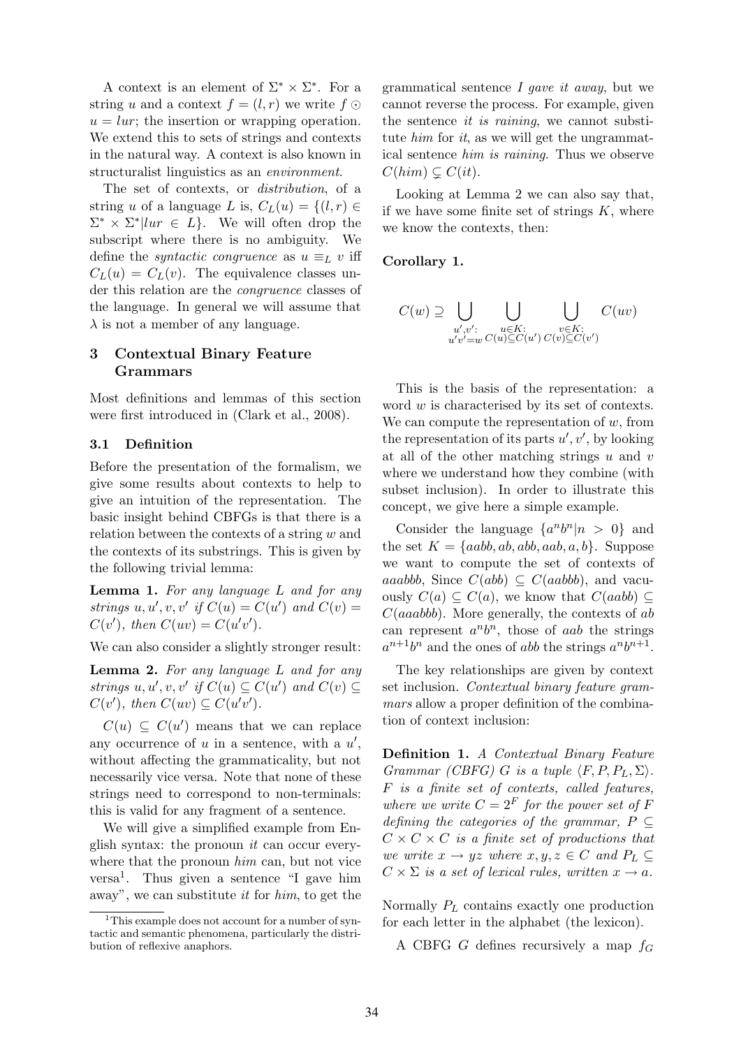A context is an element of $\Sigma^* \times \Sigma^*$. For a string $u$ and a context $f = (l, r)$ we write $f \odot u = lur$; the insertion or wrapping operation. We extend this to sets of strings and contexts in the natural way. A context is also known in structuralist linguistics as an *environment*.

The set of contexts, or *distribution*, of a string $u$ of a language $L$ is, $C_L(u) = \{(l, r) \in \Sigma^* \times \Sigma^* | lur \in L\}$. We will often drop the subscript where there is no ambiguity. We define the *syntactic congruence* as $u \equiv_L v$ iff $C_L(u) = C_L(v)$. The equivalence classes under this relation are the *congruence* classes of the language. In general we will assume that $\lambda$ is not a member of any language.

## 3 Contextual Binary Feature Grammars

Most definitions and lemmas of this section were first introduced in (Clark et al., 2008).

### 3.1 Definition

Before the presentation of the formalism, we give some results about contexts to help to give an intuition of the representation. The basic insight behind CBFGs is that there is a relation between the contexts of a string $w$ and the contexts of its substrings. This is given by the following trivial lemma:

**Lemma 1.** *For any language $L$ and for any strings $u, u', v, v'$ if $C(u) = C(u')$ and $C(v) = C(v')$, then $C(uv) = C(u'v')$.*

We can also consider a slightly stronger result:

**Lemma 2.** *For any language $L$ and for any strings $u, u', v, v'$ if $C(u) \subseteq C(u')$ and $C(v) \subseteq C(v')$, then $C(uv) \subseteq C(u'v')$.*

$C(u) \subseteq C(u')$ means that we can replace any occurrence of $u$ in a sentence, with a $u'$, without affecting the grammaticality, but not necessarily vice versa. Note that none of these strings need to correspond to non-terminals: this is valid for any fragment of a sentence.

We will give a simplified example from English syntax: the pronoun *it* can occur everywhere that the pronoun *him* can, but not vice versa[1]. Thus given a sentence "I gave him away", we can substitute *it* for *him*, to get the grammatical sentence *I gave it away*, but we cannot reverse the process. For example, given the sentence *it is raining*, we cannot substitute *him* for *it*, as we will get the ungrammatical sentence *him is raining*. Thus we observe $C(him) \subsetneq C(it)$.

[1] This example does not account for a number of syntactic and semantic phenomena, particularly the distribution of reflexive anaphors.

Looking at Lemma 2 we can also say that, if we have some finite set of strings $K$, where we know the contexts, then:

**Corollary 1.**

$$C(w) \supseteq \bigcup_{\substack{u',v': \\ u'v'=w}} \bigcup_{\substack{u \in K: \\ C(u) \subseteq C(u')}} \bigcup_{\substack{v \in K: \\ C(v) \subseteq C(v')}} C(uv)$$

This is the basis of the representation: a word $w$ is characterised by its set of contexts. We can compute the representation of $w$, from the representation of its parts $u', v'$, by looking at all of the other matching strings $u$ and $v$ where we understand how they combine (with subset inclusion). In order to illustrate this concept, we give here a simple example.

Consider the language $\{a^n b^n | n > 0\}$ and the set $K = \{aabb, ab, abb, aab, a, b\}$. Suppose we want to compute the set of contexts of $aaabbb$, Since $C(abb) \subseteq C(aabbb)$, and vacuously $C(a) \subseteq C(a)$, we know that $C(aabb) \subseteq C(aaabbb)$. More generally, the contexts of $ab$ can represent $a^n b^n$, those of $aab$ the strings $a^{n+1} b^n$ and the ones of $abb$ the strings $a^n b^{n+1}$.

The key relationships are given by context set inclusion. *Contextual binary feature grammars* allow a proper definition of the combination of context inclusion:

**Definition 1.** *A Contextual Binary Feature Grammar (CBFG) $G$ is a tuple $\langle F, P, P_L, \Sigma \rangle$. $F$ is a finite set of contexts, called features, where we write $C = 2^F$ for the power set of $F$ defining the categories of the grammar, $P \subseteq C \times C \times C$ is a finite set of productions that we write $x \rightarrow yz$ where $x, y, z \in C$ and $P_L \subseteq C \times \Sigma$ is a set of lexical rules, written $x \rightarrow a$.*

Normally $P_L$ contains exactly one production for each letter in the alphabet (the lexicon).

A CBFG $G$ defines recursively a map $f_G$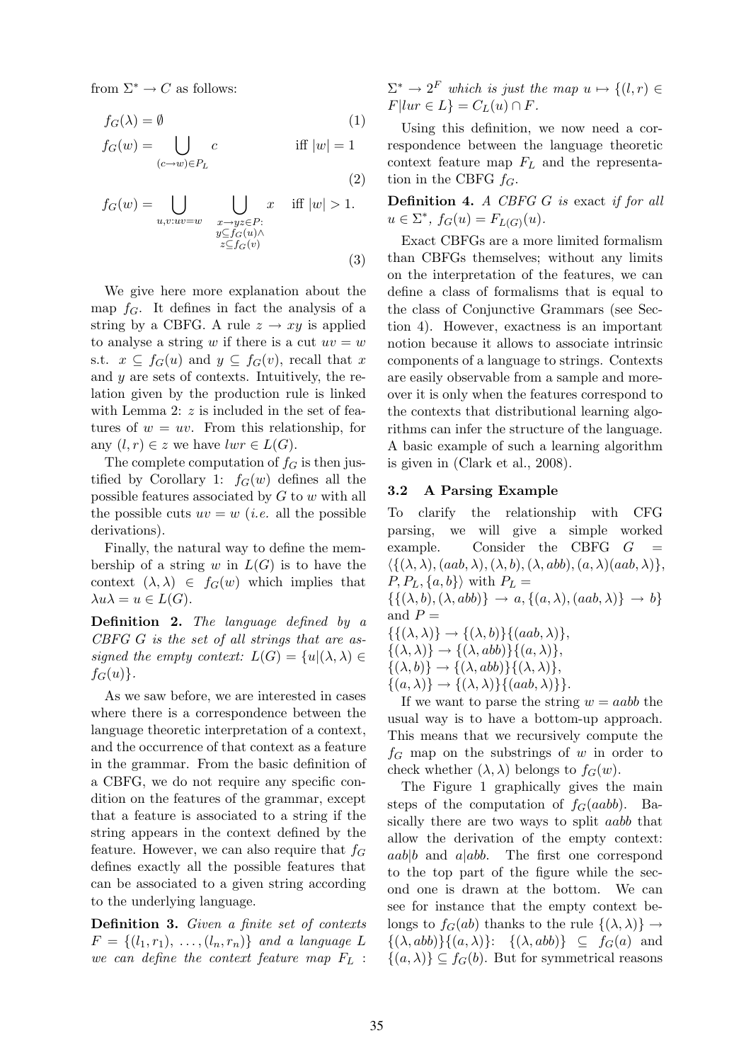from $\Sigma^* \to C$ as follows:

$$f_G(\lambda) = \emptyset \quad (1)$$

$$f_G(w) = \bigcup_{(c \to w) \in P_L} c \qquad \text{iff } |w| = 1 \quad (2)$$

$$f_G(w) = \bigcup_{u,v: uv=w} \quad \bigcup_{\substack{x \to yz \in P: \\ y \subseteq f_G(u) \wedge \\ z \subseteq f_G(v)}} x \quad \text{iff } |w| > 1. \quad (3)$$

We give here more explanation about the map $f_G$. It defines in fact the analysis of a string by a CBFG. A rule $z \to xy$ is applied to analyse a string $w$ if there is a cut $uv = w$ s.t. $x \subseteq f_G(u)$ and $y \subseteq f_G(v)$, recall that $x$ and $y$ are sets of contexts. Intuitively, the relation given by the production rule is linked with Lemma 2: $z$ is included in the set of features of $w = uv$. From this relationship, for any $(l,r) \in z$ we have $lwr \in L(G)$.

The complete computation of $f_G$ is then justified by Corollary 1: $f_G(w)$ defines all the possible features associated by $G$ to $w$ with all the possible cuts $uv = w$ (*i.e.* all the possible derivations).

Finally, the natural way to define the membership of a string $w$ in $L(G)$ is to have the context $(\lambda, \lambda) \in f_G(w)$ which implies that $\lambda u \lambda = u \in L(G)$.

**Definition 2.** *The language defined by a CBFG $G$ is the set of all strings that are assigned the empty context: $L(G) = \{u | (\lambda, \lambda) \in f_G(u)\}$.*

As we saw before, we are interested in cases where there is a correspondence between the language theoretic interpretation of a context, and the occurrence of that context as a feature in the grammar. From the basic definition of a CBFG, we do not require any specific condition on the features of the grammar, except that a feature is associated to a string if the string appears in the context defined by the feature. However, we can also require that $f_G$ defines exactly all the possible features that can be associated to a given string according to the underlying language.

**Definition 3.** *Given a finite set of contexts $F = \{(l_1, r_1), \ldots, (l_n, r_n)\}$ and a language $L$ we can define the context feature map $F_L$ : $\Sigma^* \to 2^F$ which is just the map $u \mapsto \{(l,r) \in F | lur \in L\} = C_L(u) \cap F$.*

Using this definition, we now need a correspondence between the language theoretic context feature map $F_L$ and the representation in the CBFG $f_G$.

**Definition 4.** *A CBFG $G$ is* exact *if for all $u \in \Sigma^*$, $f_G(u) = F_{L(G)}(u)$.*

Exact CBFGs are a more limited formalism than CBFGs themselves; without any limits on the interpretation of the features, we can define a class of formalisms that is equal to the class of Conjunctive Grammars (see Section 4). However, exactness is an important notion because it allows to associate intrinsic components of a language to strings. Contexts are easily observable from a sample and moreover it is only when the features correspond to the contexts that distributional learning algorithms can infer the structure of the language. A basic example of such a learning algorithm is given in (Clark et al., 2008).

### 3.2 A Parsing Example

To clarify the relationship with CFG parsing, we will give a simple worked example. Consider the CBFG $G = \langle \{(\lambda, \lambda), (aab, \lambda), (\lambda, b), (\lambda, abb), (a, \lambda)(aab, \lambda)\}, P, P_L, \{a, b\} \rangle$ with $P_L = \{\{(\lambda, b), (\lambda, abb)\} \to a, \{(a, \lambda), (aab, \lambda)\} \to b\}$ and $P = \{\{(\lambda, \lambda)\} \to \{(\lambda, b)\}\{(aab, \lambda)\}$, $\{(\lambda, \lambda)\} \to \{(\lambda, abb)\}\{(a, \lambda)\}$, $\{(\lambda, b)\} \to \{(\lambda, abb)\}\{(\lambda, \lambda)\}$, $\{(a, \lambda)\} \to \{(\lambda, \lambda)\}\{(aab, \lambda)\}\}$.

If we want to parse the string $w = aabb$ the usual way is to have a bottom-up approach. This means that we recursively compute the $f_G$ map on the substrings of $w$ in order to check whether $(\lambda, \lambda)$ belongs to $f_G(w)$.

The Figure 1 graphically gives the main steps of the computation of $f_G(aabb)$. Basically there are two ways to split $aabb$ that allow the derivation of the empty context: $aab|b$ and $a|abb$. The first one correspond to the top part of the figure while the second one is drawn at the bottom. We can see for instance that the empty context belongs to $f_G(ab)$ thanks to the rule $\{(\lambda, \lambda)\} \to \{(\lambda, abb)\}\{(a, \lambda)\}$: $\{(\lambda, abb)\} \subseteq f_G(a)$ and $\{(a, \lambda)\} \subseteq f_G(b)$. But for symmetrical reasons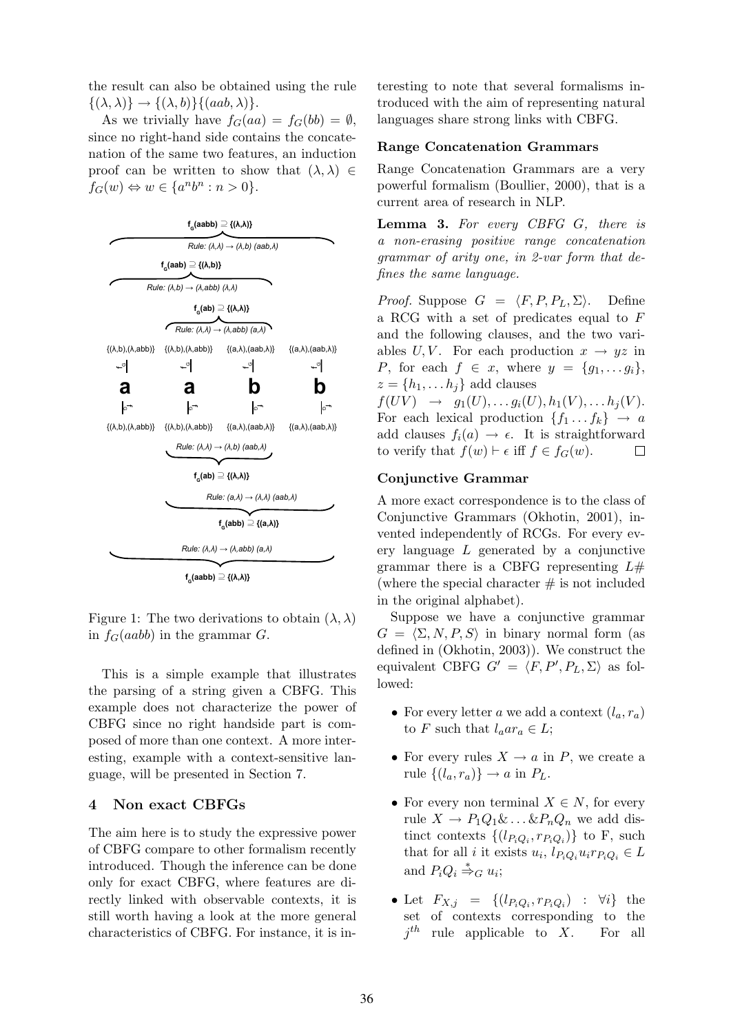the result can also be obtained using the rule $\{(\lambda,\lambda)\} \rightarrow \{(\lambda,b)\}\{(aab,\lambda)\}$.

As we trivially have $f_G(aa) = f_G(bb) = \emptyset$, since no right-hand side contains the concatenation of the same two features, an induction proof can be written to show that $(\lambda,\lambda) \in f_G(w) \Leftrightarrow w \in \{a^n b^n : n > 0\}$.

Figure 1: The two derivations to obtain $(\lambda,\lambda)$ in $f_G(aabb)$ in the grammar $G$.

This is a simple example that illustrates the parsing of a string given a CBFG. This example does not characterize the power of CBFG since no right handside part is composed of more than one context. A more interesting, example with a context-sensitive language, will be presented in Section 7.

## 4 Non exact CBFGs

The aim here is to study the expressive power of CBFG compare to other formalism recently introduced. Though the inference can be done only for exact CBFG, where features are directly linked with observable contexts, it is still worth having a look at the more general characteristics of CBFG. For instance, it is interesting to note that several formalisms introduced with the aim of representing natural languages share strong links with CBFG.

### Range Concatenation Grammars

Range Concatenation Grammars are a very powerful formalism (Boullier, 2000), that is a current area of research in NLP.

**Lemma 3.** *For every CBFG $G$, there is a non-erasing positive range concatenation grammar of arity one, in 2-var form that defines the same language.*

*Proof.* Suppose $G = \langle F, P, P_L, \Sigma \rangle$. Define a RCG with a set of predicates equal to $F$ and the following clauses, and the two variables $U, V$. For each production $x \rightarrow yz$ in $P$, for each $f \in x$, where $y = \{g_1, \ldots g_i\}$, $z = \{h_1, \ldots h_j\}$ add clauses
$f(UV) \rightarrow g_1(U), \ldots g_i(U), h_1(V), \ldots h_j(V)$. For each lexical production $\{f_1 \ldots f_k\} \rightarrow a$ add clauses $f_i(a) \rightarrow \epsilon$. It is straightforward to verify that $f(w) \vdash \epsilon$ iff $f \in f_G(w)$. □

### Conjunctive Grammar

A more exact correspondence is to the class of Conjunctive Grammars (Okhotin, 2001), invented independently of RCGs. For every every language $L$ generated by a conjunctive grammar there is a CBFG representing $L\#$ (where the special character $\#$ is not included in the original alphabet).

Suppose we have a conjunctive grammar $G = \langle \Sigma, N, P, S \rangle$ in binary normal form (as defined in (Okhotin, 2003)). We construct the equivalent CBFG $G' = \langle F, P', P_L, \Sigma \rangle$ as followed:

- For every letter $a$ we add a context $(l_a, r_a)$ to $F$ such that $l_a a r_a \in L$;
- For every rules $X \rightarrow a$ in $P$, we create a rule $\{(l_a, r_a)\} \rightarrow a$ in $P_L$.
- For every non terminal $X \in N$, for every rule $X \rightarrow P_1Q_1 \& \ldots \& P_nQ_n$ we add distinct contexts $\{(l_{P_iQ_i}, r_{P_iQ_i})\}$ to F, such that for all $i$ it exists $u_i$, $l_{P_iQ_i} u_i r_{P_iQ_i} \in L$ and $P_iQ_i \overset{*}{\Rightarrow}_G u_i$;
- Let $F_{X,j} = \{(l_{P_iQ_i}, r_{P_iQ_i}) : \forall i\}$ the set of contexts corresponding to the $j^{th}$ rule applicable to $X$. For all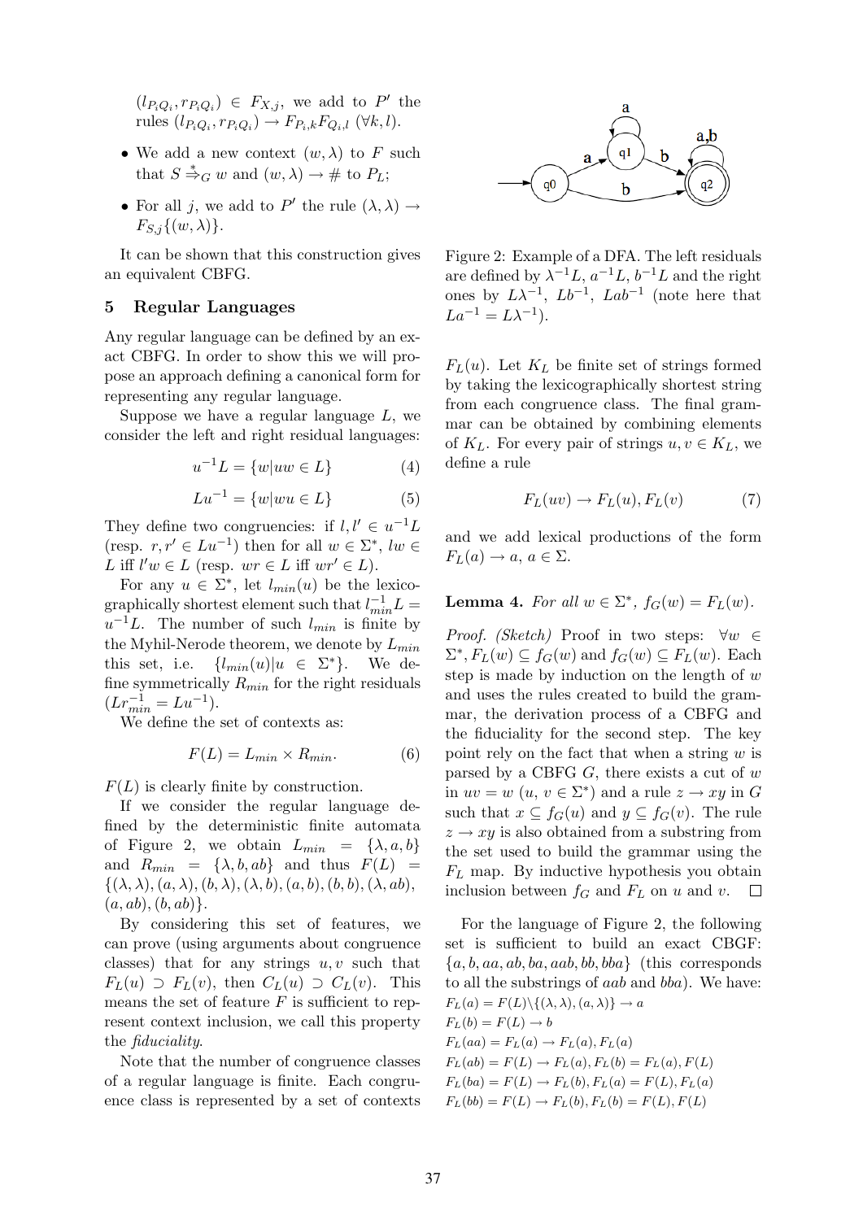$(l_{P_iQ_i}, r_{P_iQ_i}) \in F_{X,j}$, we add to $P'$ the rules $(l_{P_iQ_i}, r_{P_iQ_i}) \rightarrow F_{P_i,k}F_{Q_i,l}$ $(\forall k, l)$.

- We add a new context $(w, \lambda)$ to $F$ such that $S \stackrel{*}{\Rightarrow}_G w$ and $(w, \lambda) \rightarrow \#$ to $P_L$;
- For all $j$, we add to $P'$ the rule $(\lambda, \lambda) \rightarrow F_{S,j}\{(w, \lambda)\}$.

It can be shown that this construction gives an equivalent CBFG.

## 5 Regular Languages

Any regular language can be defined by an exact CBFG. In order to show this we will propose an approach defining a canonical form for representing any regular language.

Suppose we have a regular language $L$, we consider the left and right residual languages:

$$u^{-1}L = \{w | uw \in L\} \quad (4)$$

$$Lu^{-1} = \{w | wu \in L\} \quad (5)$$

They define two congruencies: if $l, l' \in u^{-1}L$ (resp. $r, r' \in Lu^{-1}$) then for all $w \in \Sigma^*$, $lw \in L$ iff $l'w \in L$ (resp. $wr \in L$ iff $wr' \in L$).

For any $u \in \Sigma^*$, let $l_{min}(u)$ be the lexicographically shortest element such that $l_{min}^{-1}L = u^{-1}L$. The number of such $l_{min}$ is finite by the Myhil-Nerode theorem, we denote by $L_{min}$ this set, i.e. $\{l_{min}(u) | u \in \Sigma^*\}$. We define symmetrically $R_{min}$ for the right residuals ($Lr_{min}^{-1} = Lu^{-1}$).

We define the set of contexts as:

$$F(L) = L_{min} \times R_{min}. \quad (6)$$

$F(L)$ is clearly finite by construction.

If we consider the regular language defined by the deterministic finite automata of Figure 2, we obtain $L_{min} = \{\lambda, a, b\}$ and $R_{min} = \{\lambda, b, ab\}$ and thus $F(L) = \{(\lambda, \lambda), (a, \lambda), (b, \lambda), (\lambda, b), (a, b), (b, b), (\lambda, ab), (a, ab), (b, ab)\}$.

By considering this set of features, we can prove (using arguments about congruence classes) that for any strings $u, v$ such that $F_L(u) \supset F_L(v)$, then $C_L(u) \supset C_L(v)$. This means the set of feature $F$ is sufficient to represent context inclusion, we call this property the *fiduciality*.

Note that the number of congruence classes of a regular language is finite. Each congruence class is represented by a set of contexts $F_L(u)$. Let $K_L$ be finite set of strings formed by taking the lexicographically shortest string from each congruence class. The final grammar can be obtained by combining elements of $K_L$. For every pair of strings $u, v \in K_L$, we define a rule

$$F_L(uv) \rightarrow F_L(u), F_L(v) \quad (7)$$

and we add lexical productions of the form $F_L(a) \rightarrow a$, $a \in \Sigma$.

Figure 2: Example of a DFA. The left residuals are defined by $\lambda^{-1}L$, $a^{-1}L$, $b^{-1}L$ and the right ones by $L\lambda^{-1}$, $Lb^{-1}$, $Lab^{-1}$ (note here that $La^{-1} = L\lambda^{-1}$).

**Lemma 4.** *For all $w \in \Sigma^*$, $f_G(w) = F_L(w)$.*

*Proof. (Sketch)* Proof in two steps: $\forall w \in \Sigma^*, F_L(w) \subseteq f_G(w)$ and $f_G(w) \subseteq F_L(w)$. Each step is made by induction on the length of $w$ and uses the rules created to build the grammar, the derivation process of a CBFG and the fiduciality for the second step. The key point rely on the fact that when a string $w$ is parsed by a CBFG $G$, there exists a cut of $w$ in $uv = w$ ($u, v \in \Sigma^*$) and a rule $z \rightarrow xy$ in $G$ such that $x \subseteq f_G(u)$ and $y \subseteq f_G(v)$. The rule $z \rightarrow xy$ is also obtained from a substring from the set used to build the grammar using the $F_L$ map. By inductive hypothesis you obtain inclusion between $f_G$ and $F_L$ on $u$ and $v$. □

For the language of Figure 2, the following set is sufficient to build an exact CBGF: $\{a, b, aa, ab, ba, aab, bb, bba\}$ (this corresponds to all the substrings of $aab$ and $bba$). We have:

$F_L(a) = F(L) \setminus \{(\lambda, \lambda), (a, \lambda)\} \rightarrow a$
$F_L(b) = F(L) \rightarrow b$
$F_L(aa) = F_L(a) \rightarrow F_L(a), F_L(a)$
$F_L(ab) = F(L) \rightarrow F_L(a), F_L(b) = F_L(a), F(L)$
$F_L(ba) = F(L) \rightarrow F_L(b), F_L(a) = F(L), F_L(a)$
$F_L(bb) = F(L) \rightarrow F_L(b), F_L(b) = F(L), F(L)$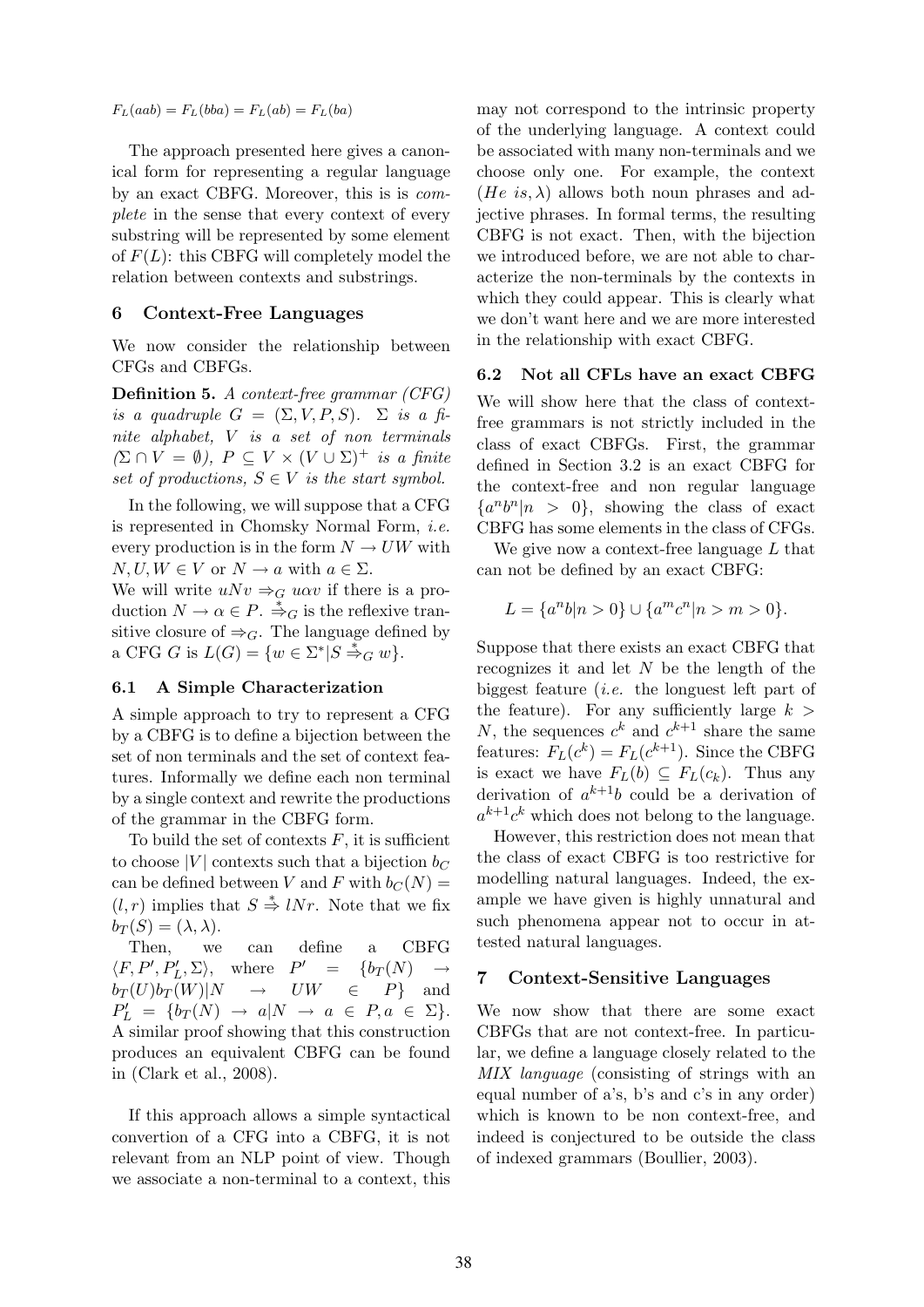$F_L(aab) = F_L(bba) = F_L(ab) = F_L(ba)$

The approach presented here gives a canonical form for representing a regular language by an exact CBFG. Moreover, this is is *complete* in the sense that every context of every substring will be represented by some element of $F(L)$: this CBFG will completely model the relation between contexts and substrings.

## 6 Context-Free Languages

We now consider the relationship between CFGs and CBFGs.

**Definition 5.** *A context-free grammar (CFG) is a quadruple $G = (\Sigma, V, P, S)$. $\Sigma$ is a finite alphabet, $V$ is a set of non terminals ($\Sigma \cap V = \emptyset$), $P \subseteq V \times (V \cup \Sigma)^+$ is a finite set of productions, $S \in V$ is the start symbol.*

In the following, we will suppose that a CFG is represented in Chomsky Normal Form, *i.e.* every production is in the form $N \rightarrow UW$ with $N, U, W \in V$ or $N \rightarrow a$ with $a \in \Sigma$.

We will write $uNv \Rightarrow_G u\alpha v$ if there is a production $N \rightarrow \alpha \in P$. $\overset{*}{\Rightarrow}_G$ is the reflexive transitive closure of $\Rightarrow_G$. The language defined by a CFG $G$ is $L(G) = \{w \in \Sigma^* | S \overset{*}{\Rightarrow}_G w\}$.

### 6.1 A Simple Characterization

A simple approach to try to represent a CFG by a CBFG is to define a bijection between the set of non terminals and the set of context features. Informally we define each non terminal by a single context and rewrite the productions of the grammar in the CBFG form.

To build the set of contexts $F$, it is sufficient to choose $|V|$ contexts such that a bijection $b_C$ can be defined between $V$ and $F$ with $b_C(N) = (l, r)$ implies that $S \overset{*}{\Rightarrow} lNr$. Note that we fix $b_T(S) = (\lambda, \lambda)$.

Then, we can define a CBFG $\langle F, P', P'_L, \Sigma\rangle$, where $P' = \{b_T(N) \rightarrow b_T(U)b_T(W) | N \rightarrow UW \in P\}$ and $P'_L = \{b_T(N) \rightarrow a | N \rightarrow a \in P, a \in \Sigma\}$. A similar proof showing that this construction produces an equivalent CBFG can be found in (Clark et al., 2008).

If this approach allows a simple syntactical convertion of a CFG into a CBFG, it is not relevant from an NLP point of view. Though we associate a non-terminal to a context, this may not correspond to the intrinsic property of the underlying language. A context could be associated with many non-terminals and we choose only one. For example, the context $(He\ is, \lambda)$ allows both noun phrases and adjective phrases. In formal terms, the resulting CBFG is not exact. Then, with the bijection we introduced before, we are not able to characterize the non-terminals by the contexts in which they could appear. This is clearly what we don't want here and we are more interested in the relationship with exact CBFG.

### 6.2 Not all CFLs have an exact CBFG

We will show here that the class of context-free grammars is not strictly included in the class of exact CBFGs. First, the grammar defined in Section 3.2 is an exact CBFG for the context-free and non regular language $\{a^n b^n | n > 0\}$, showing the class of exact CBFG has some elements in the class of CFGs.

We give now a context-free language $L$ that can not be defined by an exact CBFG:

$$L = \{a^n b | n > 0\} \cup \{a^m c^n | n > m > 0\}.$$

Suppose that there exists an exact CBFG that recognizes it and let $N$ be the length of the biggest feature (*i.e.* the longuest left part of the feature). For any sufficiently large $k > N$, the sequences $c^k$ and $c^{k+1}$ share the same features: $F_L(c^k) = F_L(c^{k+1})$. Since the CBFG is exact we have $F_L(b) \subseteq F_L(c_k)$. Thus any derivation of $a^{k+1}b$ could be a derivation of $a^{k+1}c^k$ which does not belong to the language.

However, this restriction does not mean that the class of exact CBFG is too restrictive for modelling natural languages. Indeed, the example we have given is highly unnatural and such phenomena appear not to occur in attested natural languages.

## 7 Context-Sensitive Languages

We now show that there are some exact CBFGs that are not context-free. In particular, we define a language closely related to the *MIX language* (consisting of strings with an equal number of a's, b's and c's in any order) which is known to be non context-free, and indeed is conjectured to be outside the class of indexed grammars (Boullier, 2003).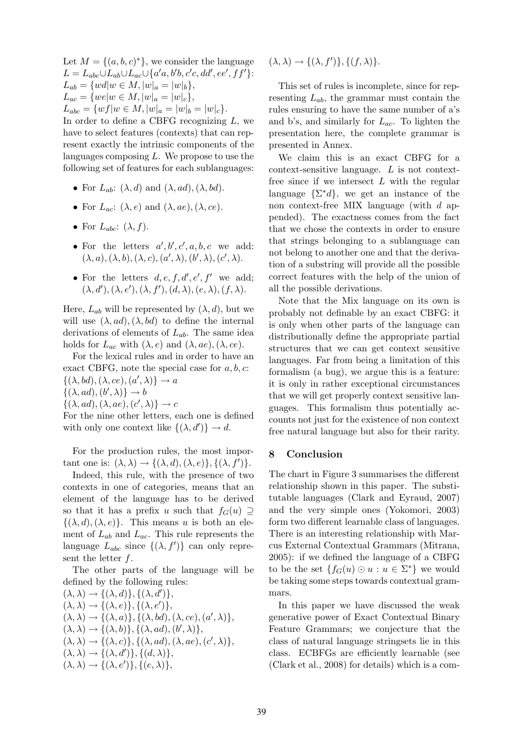Let $M = \{(a, b, c)^*\}$, we consider the language $L = L_{abc} \cup L_{ab} \cup L_{ac} \cup \{a'a, b'b, c'c, dd', ee', ff'\}$:
$L_{ab} = \{wd | w \in M, |w|_a = |w|_b\}$,
$L_{ac} = \{we | w \in M, |w|_a = |w|_c\}$,
$L_{abc} = \{wf | w \in M, |w|_a = |w|_b = |w|_c\}$.
In order to define a CBFG recognizing $L$, we have to select features (contexts) that can represent exactly the intrinsic components of the languages composing $L$. We propose to use the following set of features for each sublanguages:

- For $L_{ab}$: $(\lambda, d)$ and $(\lambda, ad), (\lambda, bd)$.
- For $L_{ac}$: $(\lambda, e)$ and $(\lambda, ae), (\lambda, ce)$.
- For $L_{abc}$: $(\lambda, f)$.
- For the letters $a', b', c', a, b, c$ we add: $(\lambda, a), (\lambda, b), (\lambda, c), (a', \lambda), (b', \lambda), (c', \lambda)$.
- For the letters $d, e, f, d', e', f'$ we add; $(\lambda, d'), (\lambda, e'), (\lambda, f'), (d, \lambda), (e, \lambda), (f, \lambda)$.

Here, $L_{ab}$ will be represented by $(\lambda, d)$, but we will use $(\lambda, ad), (\lambda, bd)$ to define the internal derivations of elements of $L_{ab}$. The same idea holds for $L_{ac}$ with $(\lambda, e)$ and $(\lambda, ae), (\lambda, ce)$.

For the lexical rules and in order to have an exact CBFG, note the special case for $a, b, c$:
$\{(\lambda, bd), (\lambda, ce), (a', \lambda)\} \rightarrow a$
$\{(\lambda, ad), (b', \lambda)\} \rightarrow b$
$\{(\lambda, ad), (\lambda, ae), (c', \lambda)\} \rightarrow c$
For the nine other letters, each one is defined with only one context like $\{(\lambda, d')\} \rightarrow d$.

For the production rules, the most important one is: $(\lambda, \lambda) \rightarrow \{(\lambda, d), (\lambda, e)\}, \{(\lambda, f')\}$.

Indeed, this rule, with the presence of two contexts in one of categories, means that an element of the language has to be derived so that it has a prefix $u$ such that $f_G(u) \supseteq \{(\lambda, d), (\lambda, e)\}$. This means $u$ is both an element of $L_{ab}$ and $L_{ac}$. This rule represents the language $L_{abc}$ since $\{(\lambda, f')\}$ can only represent the letter $f$.

The other parts of the language will be defined by the following rules:
$(\lambda, \lambda) \rightarrow \{(\lambda, d)\}, \{(\lambda, d')\}$,
$(\lambda, \lambda) \rightarrow \{(\lambda, e)\}, \{(\lambda, e')\}$,
$(\lambda, \lambda) \rightarrow \{(\lambda, a)\}, \{(\lambda, bd), (\lambda, ce), (a', \lambda)\}$,
$(\lambda, \lambda) \rightarrow \{(\lambda, b)\}, \{(\lambda, ad), (b', \lambda)\}$,
$(\lambda, \lambda) \rightarrow \{(\lambda, c)\}, \{(\lambda, ad), (\lambda, ae), (c', \lambda)\}$,
$(\lambda, \lambda) \rightarrow \{(\lambda, d')\}, \{(d, \lambda)\}$,
$(\lambda, \lambda) \rightarrow \{(\lambda, e')\}, \{(e, \lambda)\}$,
$(\lambda, \lambda) \rightarrow \{(\lambda, f')\}, \{(f, \lambda)\}$.

This set of rules is incomplete, since for representing $L_{ab}$, the grammar must contain the rules ensuring to have the same number of a's and b's, and similarly for $L_{ac}$. To lighten the presentation here, the complete grammar is presented in Annex.

We claim this is an exact CBFG for a context-sensitive language. $L$ is not context-free since if we intersect $L$ with the regular language $\{\Sigma^* d\}$, we get an instance of the non context-free MIX language (with $d$ appended). The exactness comes from the fact that we chose the contexts in order to ensure that strings belonging to a sublanguage can not belong to another one and that the derivation of a substring will provide all the possible correct features with the help of the union of all the possible derivations.

Note that the Mix language on its own is probably not definable by an exact CBFG: it is only when other parts of the language can distributionally define the appropriate partial structures that we can get context sensitive languages. Far from being a limitation of this formalism (a bug), we argue this is a feature: it is only in rather exceptional circumstances that we will get properly context sensitive languages. This formalism thus potentially accounts not just for the existence of non context free natural language but also for their rarity.

## 8 Conclusion

The chart in Figure 3 summarises the different relationship shown in this paper. The substitutable languages (Clark and Eyraud, 2007) and the very simple ones (Yokomori, 2003) form two different learnable class of languages. There is an interesting relationship with Marcus External Contextual Grammars (Mitrana, 2005): if we defined the language of a CBFG to be the set $\{f_G(u) \odot u : u \in \Sigma^*\}$ we would be taking some steps towards contextual grammars.

In this paper we have discussed the weak generative power of Exact Contextual Binary Feature Grammars; we conjecture that the class of natural language stringsets lie in this class. ECBFGs are efficiently learnable (see (Clark et al., 2008) for details) which is a com-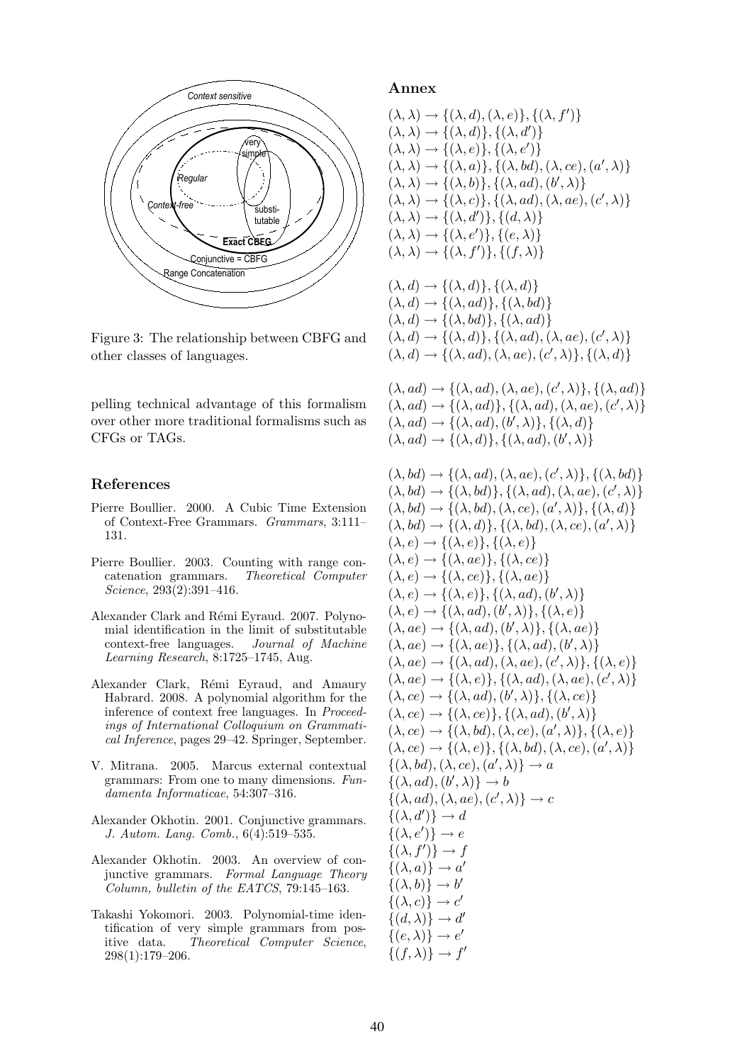Context sensitive

very simple

Regular

Context-free

substitutable

Exact CBFG

Conjunctive = CBFG

Range Concatenation

Figure 3: The relationship between CBFG and other classes of languages.

pelling technical advantage of this formalism over other more traditional formalisms such as CFGs or TAGs.

## References

Pierre Boullier. 2000. A Cubic Time Extension of Context-Free Grammars. *Grammars*, 3:111–131.

Pierre Boullier. 2003. Counting with range concatenation grammars. *Theoretical Computer Science*, 293(2):391–416.

Alexander Clark and Rémi Eyraud. 2007. Polynomial identification in the limit of substitutable context-free languages. *Journal of Machine Learning Research*, 8:1725–1745, Aug.

Alexander Clark, Rémi Eyraud, and Amaury Habrard. 2008. A polynomial algorithm for the inference of context free languages. In *Proceedings of International Colloquium on Grammatical Inference*, pages 29–42. Springer, September.

V. Mitrana. 2005. Marcus external contextual grammars: From one to many dimensions. *Fundamenta Informaticae*, 54:307–316.

Alexander Okhotin. 2001. Conjunctive grammars. *J. Autom. Lang. Comb.*, 6(4):519–535.

Alexander Okhotin. 2003. An overview of conjunctive grammars. *Formal Language Theory Column, bulletin of the EATCS*, 79:145–163.

Takashi Yokomori. 2003. Polynomial-time identification of very simple grammars from positive data. *Theoretical Computer Science*, 298(1):179–206.

## Annex

$(\lambda,\lambda) \rightarrow \{(\lambda,d),(\lambda,e)\},\{(\lambda,f')\}$
$(\lambda,\lambda) \rightarrow \{(\lambda,d)\},\{(\lambda,d')\}$
$(\lambda,\lambda) \rightarrow \{(\lambda,e)\},\{(\lambda,e')\}$
$(\lambda,\lambda) \rightarrow \{(\lambda,a)\},\{(\lambda,bd),(\lambda,ce),(a',\lambda)\}$
$(\lambda,\lambda) \rightarrow \{(\lambda,b)\},\{(\lambda,ad),(b',\lambda)\}$
$(\lambda,\lambda) \rightarrow \{(\lambda,c)\},\{(\lambda,ad),(\lambda,ae),(c',\lambda)\}$
$(\lambda,\lambda) \rightarrow \{(\lambda,d')\},\{(d,\lambda)\}$
$(\lambda,\lambda) \rightarrow \{(\lambda,e')\},\{(e,\lambda)\}$
$(\lambda,\lambda) \rightarrow \{(\lambda,f')\},\{(f,\lambda)\}$

$(\lambda,d) \rightarrow \{(\lambda,d)\},\{(\lambda,d)\}$
$(\lambda,d) \rightarrow \{(\lambda,ad)\},\{(\lambda,bd)\}$
$(\lambda,d) \rightarrow \{(\lambda,bd)\},\{(\lambda,ad)\}$
$(\lambda,d) \rightarrow \{(\lambda,d)\},\{(\lambda,ad),(\lambda,ae),(c',\lambda)\}$
$(\lambda,d) \rightarrow \{(\lambda,ad),(\lambda,ae),(c',\lambda)\},\{(\lambda,d)\}$

$(\lambda,ad) \rightarrow \{(\lambda,ad),(\lambda,ae),(c',\lambda)\},\{(\lambda,ad)\}$
$(\lambda,ad) \rightarrow \{(\lambda,ad)\},\{(\lambda,ad),(\lambda,ae),(c',\lambda)\}$
$(\lambda,ad) \rightarrow \{(\lambda,ad),(b',\lambda)\},\{(\lambda,d)\}$
$(\lambda,ad) \rightarrow \{(\lambda,d)\},\{(\lambda,ad),(b',\lambda)\}$

$(\lambda,bd) \rightarrow \{(\lambda,ad),(\lambda,ae),(c',\lambda)\},\{(\lambda,bd)\}$
$(\lambda,bd) \rightarrow \{(\lambda,bd)\},\{(\lambda,ad),(\lambda,ae),(c',\lambda)\}$
$(\lambda,bd) \rightarrow \{(\lambda,bd),(\lambda,ce),(a',\lambda)\},\{(\lambda,d)\}$
$(\lambda,bd) \rightarrow \{(\lambda,d)\},\{(\lambda,bd),(\lambda,ce),(a',\lambda)\}$
$(\lambda,e) \rightarrow \{(\lambda,e)\},\{(\lambda,e)\}$
$(\lambda,e) \rightarrow \{(\lambda,ae)\},\{(\lambda,ce)\}$
$(\lambda,e) \rightarrow \{(\lambda,ce)\},\{(\lambda,ae)\}$
$(\lambda,e) \rightarrow \{(\lambda,e)\},\{(\lambda,ad),(b',\lambda)\}$
$(\lambda,e) \rightarrow \{(\lambda,ad),(b',\lambda)\},\{(\lambda,e)\}$
$(\lambda,ae) \rightarrow \{(\lambda,ad),(b',\lambda)\},\{(\lambda,ae)\}$
$(\lambda,ae) \rightarrow \{(\lambda,ae)\},\{(\lambda,ad),(b',\lambda)\}$
$(\lambda,ae) \rightarrow \{(\lambda,ad),(\lambda,ae),(c',\lambda)\},\{(\lambda,e)\}$
$(\lambda,ae) \rightarrow \{(\lambda,e)\},\{(\lambda,ad),(\lambda,ae),(c',\lambda)\}$
$(\lambda,ce) \rightarrow \{(\lambda,ad),(b',\lambda)\},\{(\lambda,ce)\}$
$(\lambda,ce) \rightarrow \{(\lambda,ce)\},\{(\lambda,ad),(b',\lambda)\}$
$(\lambda,ce) \rightarrow \{(\lambda,bd),(\lambda,ce),(a',\lambda)\},\{(\lambda,e)\}$
$(\lambda,ce) \rightarrow \{(\lambda,e)\},\{(\lambda,bd),(\lambda,ce),(a',\lambda)\}$
$\{(\lambda,bd),(\lambda,ce),(a',\lambda)\} \rightarrow a$
$\{(\lambda,ad),(b',\lambda)\} \rightarrow b$
$\{(\lambda,ad),(\lambda,ae),(c',\lambda)\} \rightarrow c$
$\{(\lambda,d')\} \rightarrow d$
$\{(\lambda,e')\} \rightarrow e$
$\{(\lambda,f')\} \rightarrow f$
$\{(\lambda,a)\} \rightarrow a'$
$\{(\lambda,b)\} \rightarrow b'$
$\{(\lambda,c)\} \rightarrow c'$
$\{(d,\lambda)\} \rightarrow d'$
$\{(e,\lambda)\} \rightarrow e'$
$\{(f,\lambda)\} \rightarrow f'$